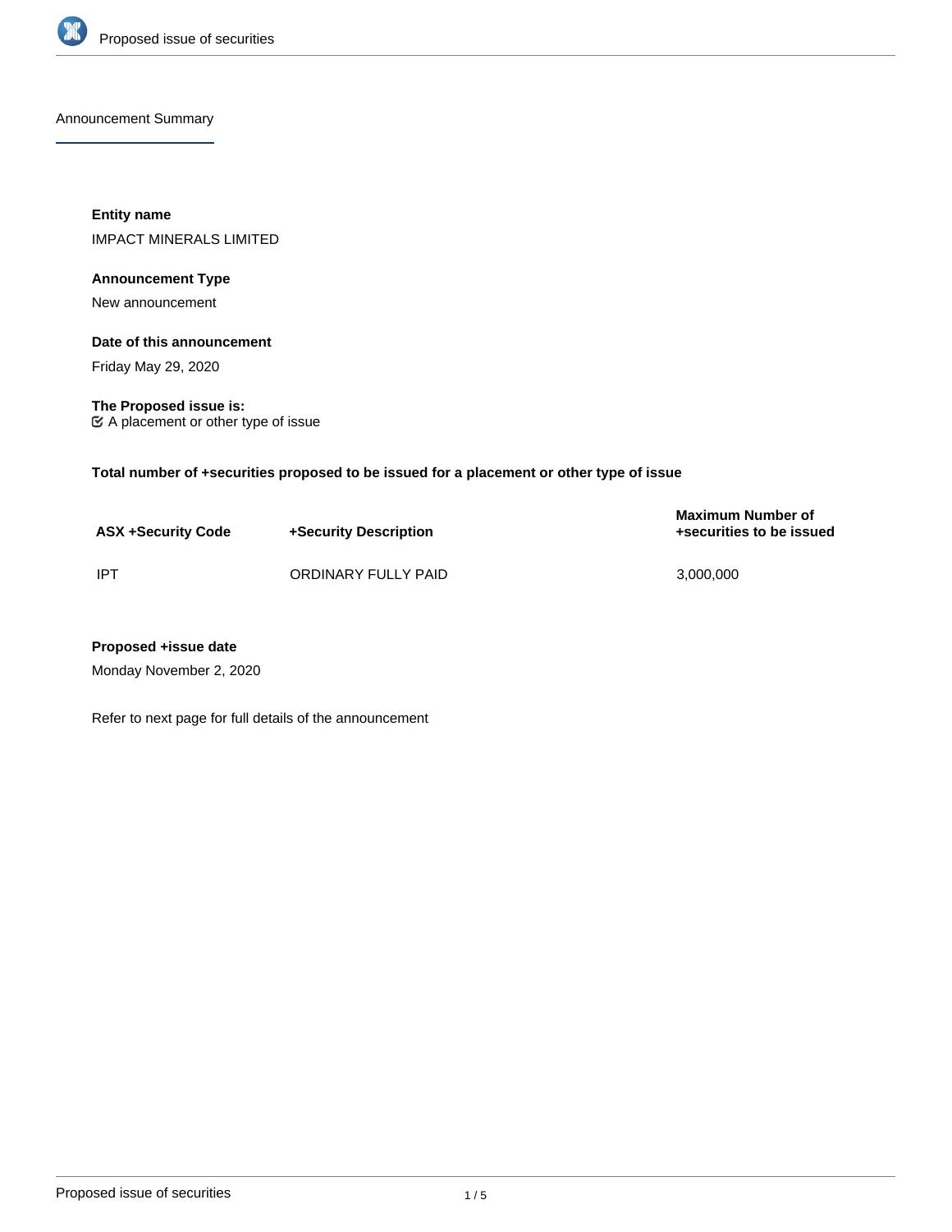## Announcement Summary

**Entity name**

IMPACT MINERALS LIMITED

**Announcement Type**

New announcement

**Date of this announcement**

Friday May 29, 2020

**The Proposed issue is:**

☑ A placement or other type of issue

**Total number of +securities proposed to be issued for a placement or other type of issue**

| ASX +Security Code | +Security Description | Maximum Number of +securities to be issued |
|---|---|---|
| IPT | ORDINARY FULLY PAID | 3,000,000 |

**Proposed +issue date**

Monday November 2, 2020

Refer to next page for full details of the announcement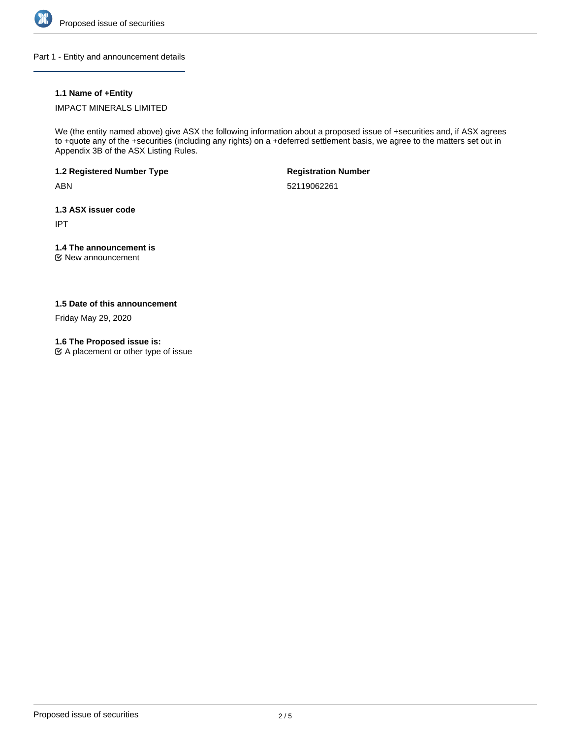## Part 1 - Entity and announcement details

**1.1 Name of +Entity**

IMPACT MINERALS LIMITED

We (the entity named above) give ASX the following information about a proposed issue of +securities and, if ASX agrees to +quote any of the +securities (including any rights) on a +deferred settlement basis, we agree to the matters set out in Appendix 3B of the ASX Listing Rules.

**1.2 Registered Number Type**

ABN

**Registration Number**

52119062261

**1.3 ASX issuer code**

IPT

**1.4 The announcement is**

☑ New announcement

**1.5 Date of this announcement**

Friday May 29, 2020

**1.6 The Proposed issue is:**

☑ A placement or other type of issue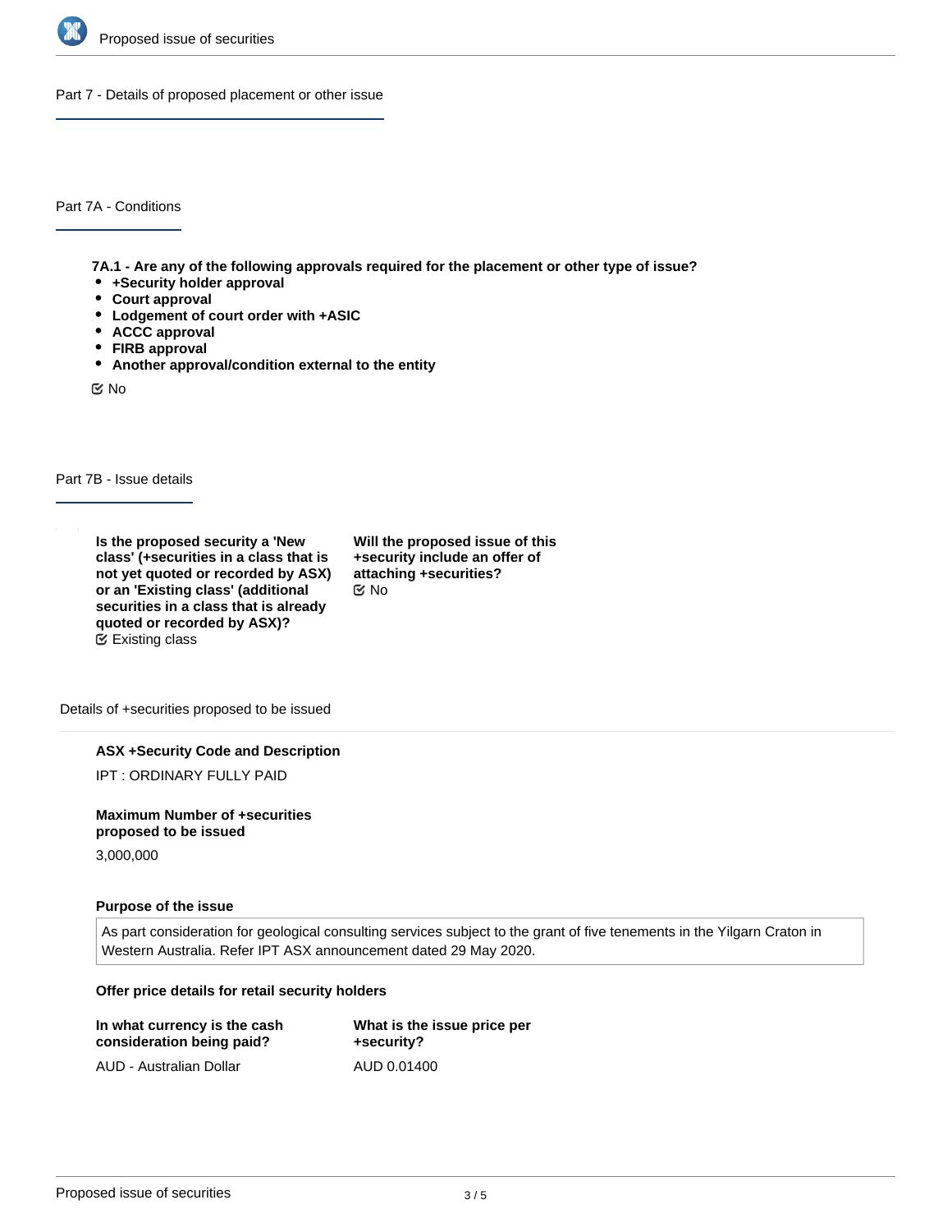## Part 7 - Details of proposed placement or other issue

### Part 7A - Conditions

**7A.1 - Are any of the following approvals required for the placement or other type of issue?**

- **+Security holder approval**
- **Court approval**
- **Lodgement of court order with +ASIC**
- **ACCC approval**
- **FIRB approval**
- **Another approval/condition external to the entity**

No

### Part 7B - Issue details

**Is the proposed security a 'New class' (+securities in a class that is not yet quoted or recorded by ASX) or an 'Existing class' (additional securities in a class that is already quoted or recorded by ASX)?**

Existing class

**Will the proposed issue of this +security include an offer of attaching +securities?**

No

#### Details of +securities proposed to be issued

**ASX +Security Code and Description**

IPT : ORDINARY FULLY PAID

**Maximum Number of +securities proposed to be issued**

3,000,000

**Purpose of the issue**

As part consideration for geological consulting services subject to the grant of five tenements in the Yilgarn Craton in Western Australia. Refer IPT ASX announcement dated 29 May 2020.

**Offer price details for retail security holders**

| In what currency is the cash consideration being paid? | What is the issue price per +security? |
| --- | --- |
| AUD - Australian Dollar | AUD 0.01400 |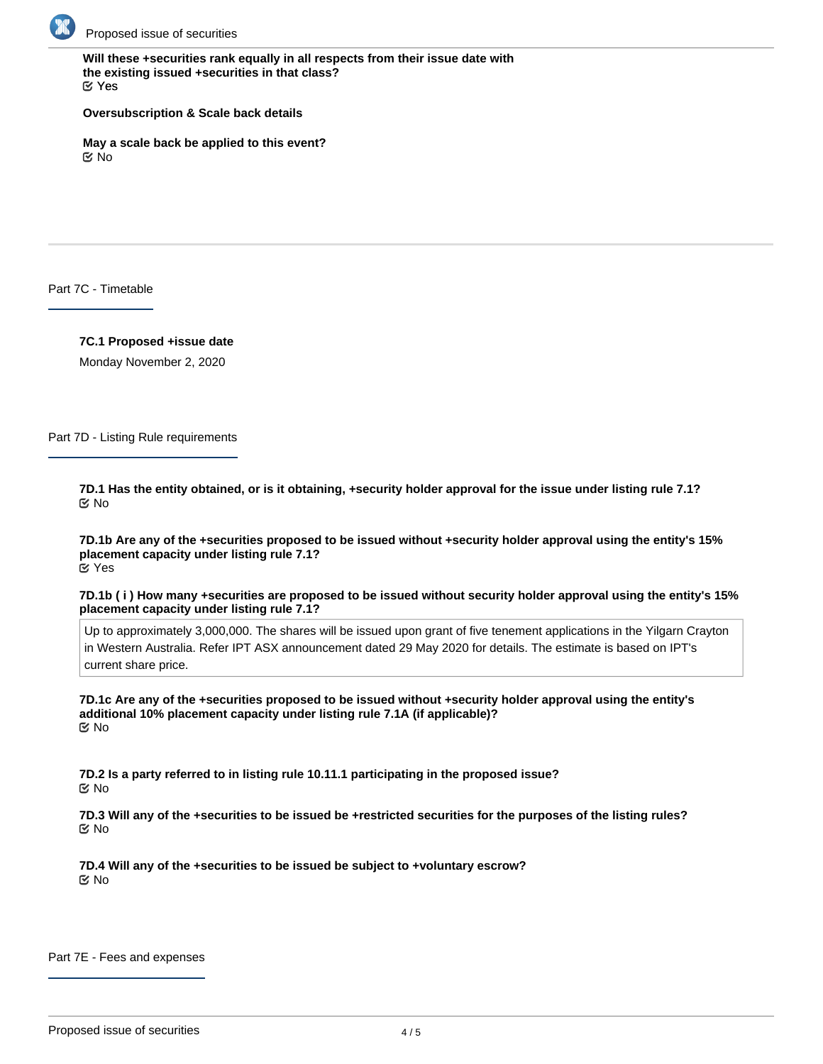**Will these +securities rank equally in all respects from their issue date with the existing issued +securities in that class?**
☑ Yes

**Oversubscription & Scale back details**

**May a scale back be applied to this event?**
☑ No

## Part 7C - Timetable

**7C.1 Proposed +issue date**

Monday November 2, 2020

## Part 7D - Listing Rule requirements

**7D.1 Has the entity obtained, or is it obtaining, +security holder approval for the issue under listing rule 7.1?**
☑ No

**7D.1b Are any of the +securities proposed to be issued without +security holder approval using the entity's 15% placement capacity under listing rule 7.1?**
☑ Yes

**7D.1b ( i ) How many +securities are proposed to be issued without security holder approval using the entity's 15% placement capacity under listing rule 7.1?**

Up to approximately 3,000,000. The shares will be issued upon grant of five tenement applications in the Yilgarn Crayton in Western Australia. Refer IPT ASX announcement dated 29 May 2020 for details. The estimate is based on IPT's current share price.

**7D.1c Are any of the +securities proposed to be issued without +security holder approval using the entity's additional 10% placement capacity under listing rule 7.1A (if applicable)?**
☑ No

**7D.2 Is a party referred to in listing rule 10.11.1 participating in the proposed issue?**
☑ No

**7D.3 Will any of the +securities to be issued be +restricted securities for the purposes of the listing rules?**
☑ No

**7D.4 Will any of the +securities to be issued be subject to +voluntary escrow?**
☑ No

## Part 7E - Fees and expenses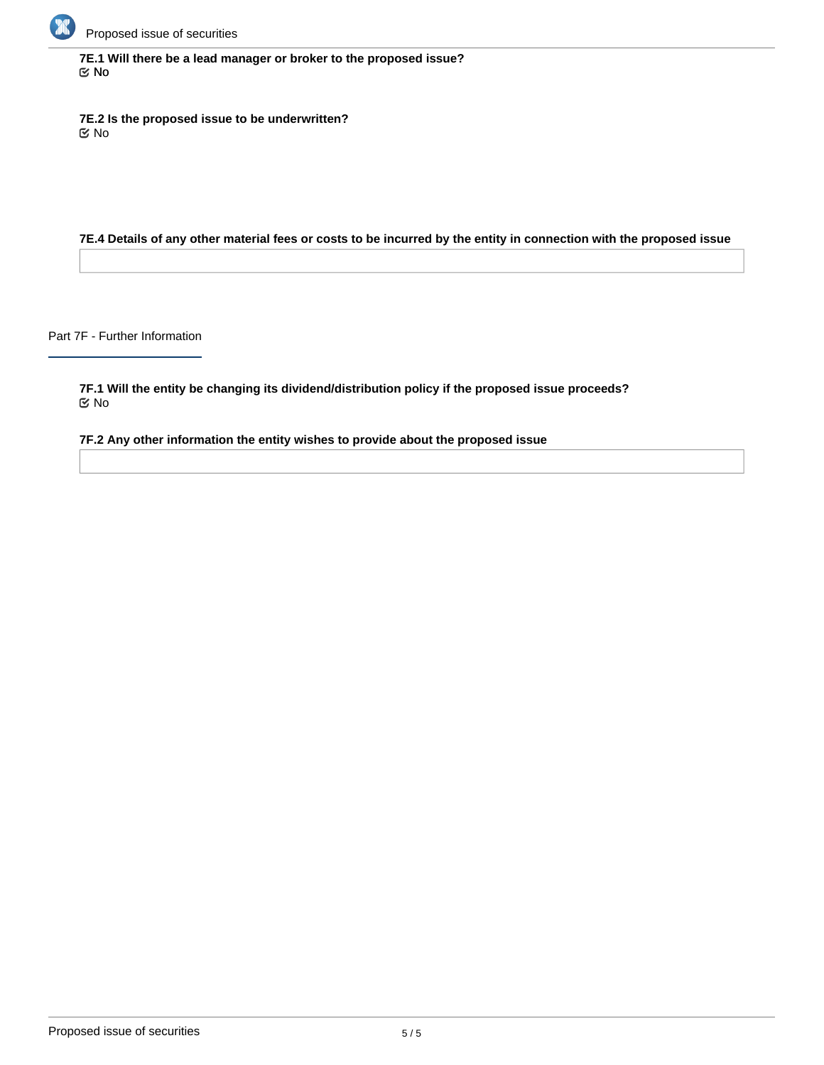**7E.1 Will there be a lead manager or broker to the proposed issue?**
No

**7E.2 Is the proposed issue to be underwritten?**
No

**7E.4 Details of any other material fees or costs to be incurred by the entity in connection with the proposed issue**

## Part 7F - Further Information

**7F.1 Will the entity be changing its dividend/distribution policy if the proposed issue proceeds?**
No

**7F.2 Any other information the entity wishes to provide about the proposed issue**